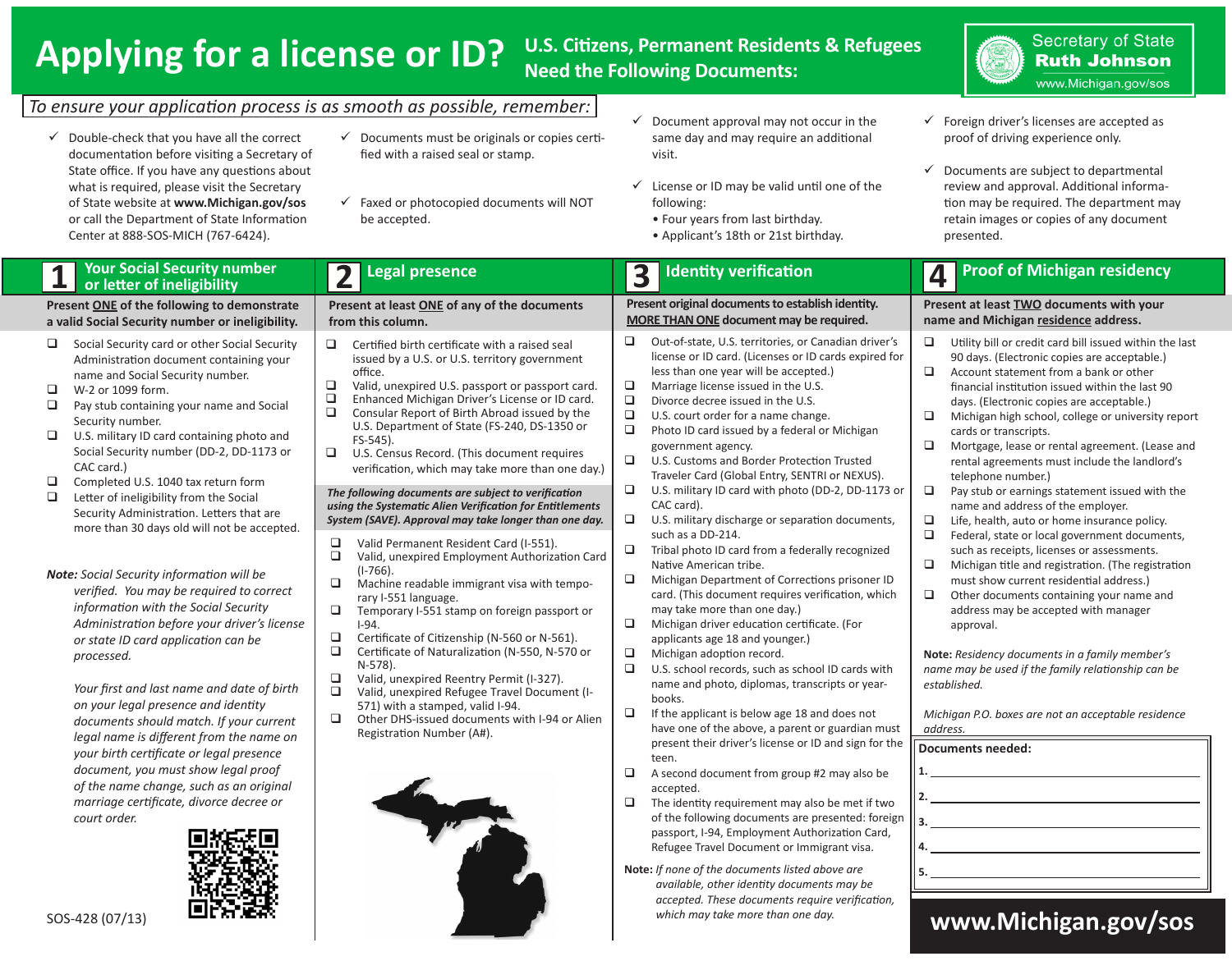# Applying for a license or ID?

## U.S. Citizens, Permanent Residents & Refugees Need the Following Documents:

Secretary of State **Ruth Johnson**
www.Michigan.gov/sos

*To ensure your application process is as smooth as possible, remember:*

- ✓ Double-check that you have all the correct documentation before visiting a Secretary of State office. If you have any questions about what is required, please visit the Secretary of State website at **www.Michigan.gov/sos** or call the Department of State Information Center at 888-SOS-MICH (767-6424).
- ✓ Documents must be originals or copies certified with a raised seal or stamp.
- ✓ Faxed or photocopied documents will NOT be accepted.
- ✓ Document approval may not occur in the same day and may require an additional visit.
- ✓ License or ID may be valid until one of the following:
  - Four years from last birthday.
  - Applicant's 18th or 21st birthday.
- ✓ Foreign driver's licenses are accepted as proof of driving experience only.
- ✓ Documents are subject to departmental review and approval. Additional information may be required. The department may retain images or copies of any document presented.

## 1 Your Social Security number or letter of ineligibility

**Present ONE of the following to demonstrate a valid Social Security number or ineligibility.**

- ❑ Social Security card or other Social Security Administration document containing your name and Social Security number.
- ❑ W-2 or 1099 form.
- ❑ Pay stub containing your name and Social Security number.
- ❑ U.S. military ID card containing photo and Social Security number (DD-2, DD-1173 or CAC card.)
- ❑ Completed U.S. 1040 tax return form
- ❑ Letter of ineligibility from the Social Security Administration. Letters that are more than 30 days old will not be accepted.

**Note:** *Social Security information will be verified. You may be required to correct information with the Social Security Administration before your driver's license or state ID card application can be processed.*

*Your first and last name and date of birth on your legal presence and identity documents should match. If your current legal name is different from the name on your birth certificate or legal presence document, you must show legal proof of the name change, such as an original marriage certificate, divorce decree or court order.*

SOS-428 (07/13)

## 2 Legal presence

**Present at least ONE of any of the documents from this column.**

- ❑ Certified birth certificate with a raised seal issued by a U.S. or U.S. territory government office.
- ❑ Valid, unexpired U.S. passport or passport card.
- ❑ Enhanced Michigan Driver's License or ID card.
- ❑ Consular Report of Birth Abroad issued by the U.S. Department of State (FS-240, DS-1350 or FS-545).
- ❑ U.S. Census Record. (This document requires verification, which may take more than one day.)

***The following documents are subject to verification using the Systematic Alien Verification for Entitlements System (SAVE). Approval may take longer than one day.***

- ❑ Valid Permanent Resident Card (I-551).
- ❑ Valid, unexpired Employment Authorization Card (I-766).
- ❑ Machine readable immigrant visa with temporary I-551 language.
- ❑ Temporary I-551 stamp on foreign passport or I-94.
- ❑ Certificate of Citizenship (N-560 or N-561).
- ❑ Certificate of Naturalization (N-550, N-570 or N-578).
- ❑ Valid, unexpired Reentry Permit (I-327).
- ❑ Valid, unexpired Refugee Travel Document (I-571) with a stamped, valid I-94.
- ❑ Other DHS-issued documents with I-94 or Alien Registration Number (A#).

## 3 Identity verification

**Present original documents to establish identity. MORE THAN ONE document may be required.**

- ❑ Out-of-state, U.S. territories, or Canadian driver's license or ID card. (Licenses or ID cards expired for less than one year will be accepted.)
- ❑ Marriage license issued in the U.S.
- ❑ Divorce decree issued in the U.S.
- ❑ U.S. court order for a name change.
- ❑ Photo ID card issued by a federal or Michigan government agency.
- ❑ U.S. Customs and Border Protection Trusted Traveler Card (Global Entry, SENTRI or NEXUS).
- ❑ U.S. military ID card with photo (DD-2, DD-1173 or CAC card).
- ❑ U.S. military discharge or separation documents, such as a DD-214.
- ❑ Tribal photo ID card from a federally recognized Native American tribe.
- ❑ Michigan Department of Corrections prisoner ID card. (This document requires verification, which may take more than one day.)
- ❑ Michigan driver education certificate. (For applicants age 18 and younger.)
- ❑ Michigan adoption record.
- ❑ U.S. school records, such as school ID cards with name and photo, diplomas, transcripts or yearbooks.
- ❑ If the applicant is below age 18 and does not have one of the above, a parent or guardian must present their driver's license or ID and sign for the teen.
- ❑ A second document from group #2 may also be accepted.
- ❑ The identity requirement may also be met if two of the following documents are presented: foreign passport, I-94, Employment Authorization Card, Refugee Travel Document or Immigrant visa.

**Note:** *If none of the documents listed above are available, other identity documents may be accepted. These documents require verification, which may take more than one day.*

## 4 Proof of Michigan residency

**Present at least TWO documents with your name and Michigan residence address.**

- ❑ Utility bill or credit card bill issued within the last 90 days. (Electronic copies are acceptable.)
- ❑ Account statement from a bank or other financial institution issued within the last 90 days. (Electronic copies are acceptable.)
- ❑ Michigan high school, college or university report cards or transcripts.
- ❑ Mortgage, lease or rental agreement. (Lease and rental agreements must include the landlord's telephone number.)
- ❑ Pay stub or earnings statement issued with the name and address of the employer.
- ❑ Life, health, auto or home insurance policy.
- ❑ Federal, state or local government documents, such as receipts, licenses or assessments.
- ❑ Michigan title and registration. (The registration must show current residential address.)
- ❑ Other documents containing your name and address may be accepted with manager approval.

**Note:** *Residency documents in a family member's name may be used if the family relationship can be established.*

*Michigan P.O. boxes are not an acceptable residence address.*

**Documents needed:**

1. ____________________
2. ____________________
3. ____________________
4. ____________________
5. ____________________

**www.Michigan.gov/sos**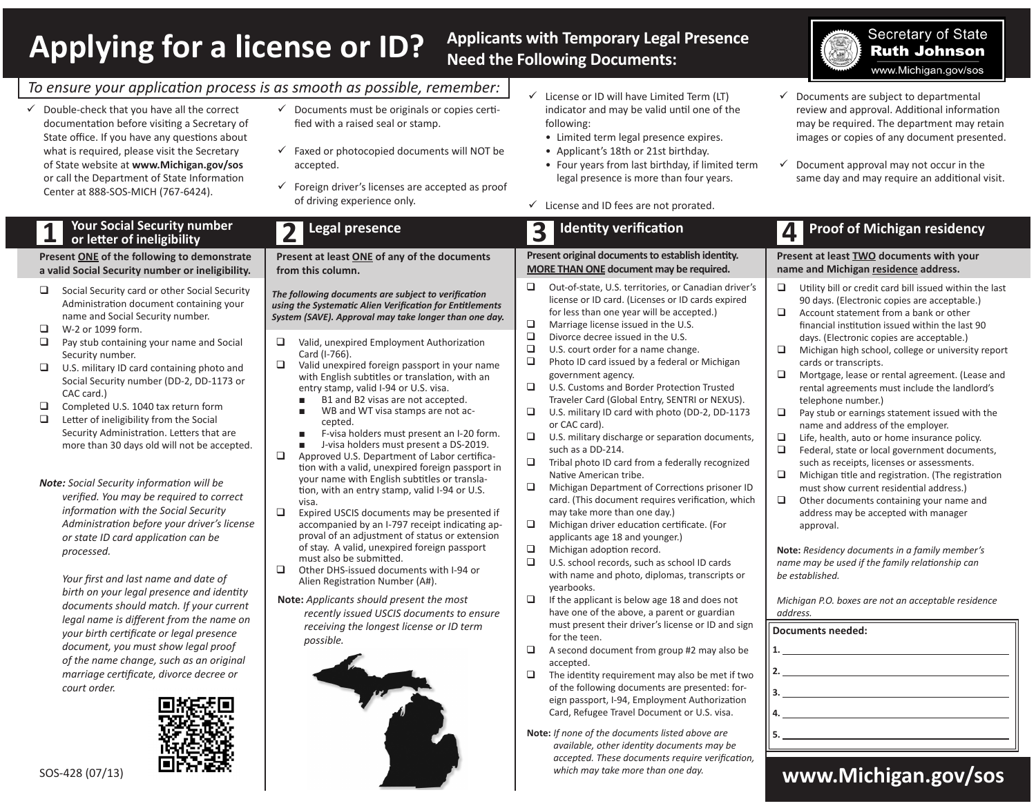# Applying for a license or ID?

## Applicants with Temporary Legal Presence Need the Following Documents:

Secretary of State
**Ruth Johnson**
www.Michigan.gov/sos

*To ensure your application process is as smooth as possible, remember:*

- ✓ Double-check that you have all the correct documentation before visiting a Secretary of State office. If you have any questions about what is required, please visit the Secretary of State website at **www.Michigan.gov/sos** or call the Department of State Information Center at 888-SOS-MICH (767-6424).
- ✓ Documents must be originals or copies certified with a raised seal or stamp.
- ✓ Faxed or photocopied documents will NOT be accepted.
- ✓ Foreign driver's licenses are accepted as proof of driving experience only.
- ✓ License or ID will have Limited Term (LT) indicator and may be valid until one of the following:
  - Limited term legal presence expires.
  - Applicant's 18th or 21st birthday.
  - Four years from last birthday, if limited term legal presence is more than four years.
- ✓ License and ID fees are not prorated.
- ✓ Documents are subject to departmental review and approval. Additional information may be required. The department may retain images or copies of any document presented.
- ✓ Document approval may not occur in the same day and may require an additional visit.

## 1 Your Social Security number or letter of ineligibility

**Present ONE of the following to demonstrate a valid Social Security number or ineligibility.**

- ❑ Social Security card or other Social Security Administration document containing your name and Social Security number.
- ❑ W-2 or 1099 form.
- ❑ Pay stub containing your name and Social Security number.
- ❑ U.S. military ID card containing photo and Social Security number (DD-2, DD-1173 or CAC card.)
- ❑ Completed U.S. 1040 tax return form
- ❑ Letter of ineligibility from the Social Security Administration. Letters that are more than 30 days old will not be accepted.

***Note:*** *Social Security information will be verified. You may be required to correct information with the Social Security Administration before your driver's license or state ID card application can be processed.*

*Your first and last name and date of birth on your legal presence and identity documents should match. If your current legal name is different from the name on your birth certificate or legal presence document, you must show legal proof of the name change, such as an original marriage certificate, divorce decree or court order.*

SOS-428 (07/13)

## 2 Legal presence

**Present at least ONE of any of the documents from this column.**

***The following documents are subject to verification using the Systematic Alien Verification for Entitlements System (SAVE). Approval may take longer than one day.***

- ❑ Valid, unexpired Employment Authorization Card (I-766).
- ❑ Valid unexpired foreign passport in your name with English subtitles or translation, with an entry stamp, valid I-94 or U.S. visa.
  - ■ B1 and B2 visas are not accepted.
  - ■ WB and WT visa stamps are not accepted.
  - ■ F-visa holders must present an I-20 form.
  - ■ J-visa holders must present a DS-2019.
- ❑ Approved U.S. Department of Labor certification with a valid, unexpired foreign passport in your name with English subtitles or translation, with an entry stamp, valid I-94 or U.S. visa.
- ❑ Expired USCIS documents may be presented if accompanied by an I-797 receipt indicating approval of an adjustment of status or extension of stay. A valid, unexpired foreign passport must also be submitted.
- ❑ Other DHS-issued documents with I-94 or Alien Registration Number (A#).

**Note:** *Applicants should present the most recently issued USCIS documents to ensure receiving the longest license or ID term possible.*

## 3 Identity verification

**Present original documents to establish identity. MORE THAN ONE document may be required.**

- ❑ Out-of-state, U.S. territories, or Canadian driver's license or ID card. (Licenses or ID cards expired for less than one year will be accepted.)
- ❑ Marriage license issued in the U.S.
- ❑ Divorce decree issued in the U.S.
- ❑ U.S. court order for a name change.
- ❑ Photo ID card issued by a federal or Michigan government agency.
- ❑ U.S. Customs and Border Protection Trusted Traveler Card (Global Entry, SENTRI or NEXUS).
- ❑ U.S. military ID card with photo (DD-2, DD-1173 or CAC card).
- ❑ U.S. military discharge or separation documents, such as a DD-214.
- ❑ Tribal photo ID card from a federally recognized Native American tribe.
- ❑ Michigan Department of Corrections prisoner ID card. (This document requires verification, which may take more than one day.)
- ❑ Michigan driver education certificate. (For applicants age 18 and younger.)
- ❑ Michigan adoption record.
- ❑ U.S. school records, such as school ID cards with name and photo, diplomas, transcripts or yearbooks.
- ❑ If the applicant is below age 18 and does not have one of the above, a parent or guardian must present their driver's license or ID and sign for the teen.
- ❑ A second document from group #2 may also be accepted.
- ❑ The identity requirement may also be met if two of the following documents are presented: foreign passport, I-94, Employment Authorization Card, Refugee Travel Document or U.S. visa.

**Note:** *If none of the documents listed above are available, other identity documents may be accepted. These documents require verification, which may take more than one day.*

## 4 Proof of Michigan residency

**Present at least TWO documents with your name and Michigan residence address.**

- ❑ Utility bill or credit card bill issued within the last 90 days. (Electronic copies are acceptable.)
- ❑ Account statement from a bank or other financial institution issued within the last 90 days. (Electronic copies are acceptable.)
- ❑ Michigan high school, college or university report cards or transcripts.
- ❑ Mortgage, lease or rental agreement. (Lease and rental agreements must include the landlord's telephone number.)
- ❑ Pay stub or earnings statement issued with the name and address of the employer.
- ❑ Life, health, auto or home insurance policy.
- ❑ Federal, state or local government documents, such as receipts, licenses or assessments.
- ❑ Michigan title and registration. (The registration must show current residential address.)
- ❑ Other documents containing your name and address may be accepted with manager approval.

**Note:** *Residency documents in a family member's name may be used if the family relationship can be established.*

*Michigan P.O. boxes are not an acceptable residence address.*

**Documents needed:**

**1.** ______________________

**2.** ______________________

**3.** ______________________

**4.** ______________________

**5.** ______________________

**www.Michigan.gov/sos**